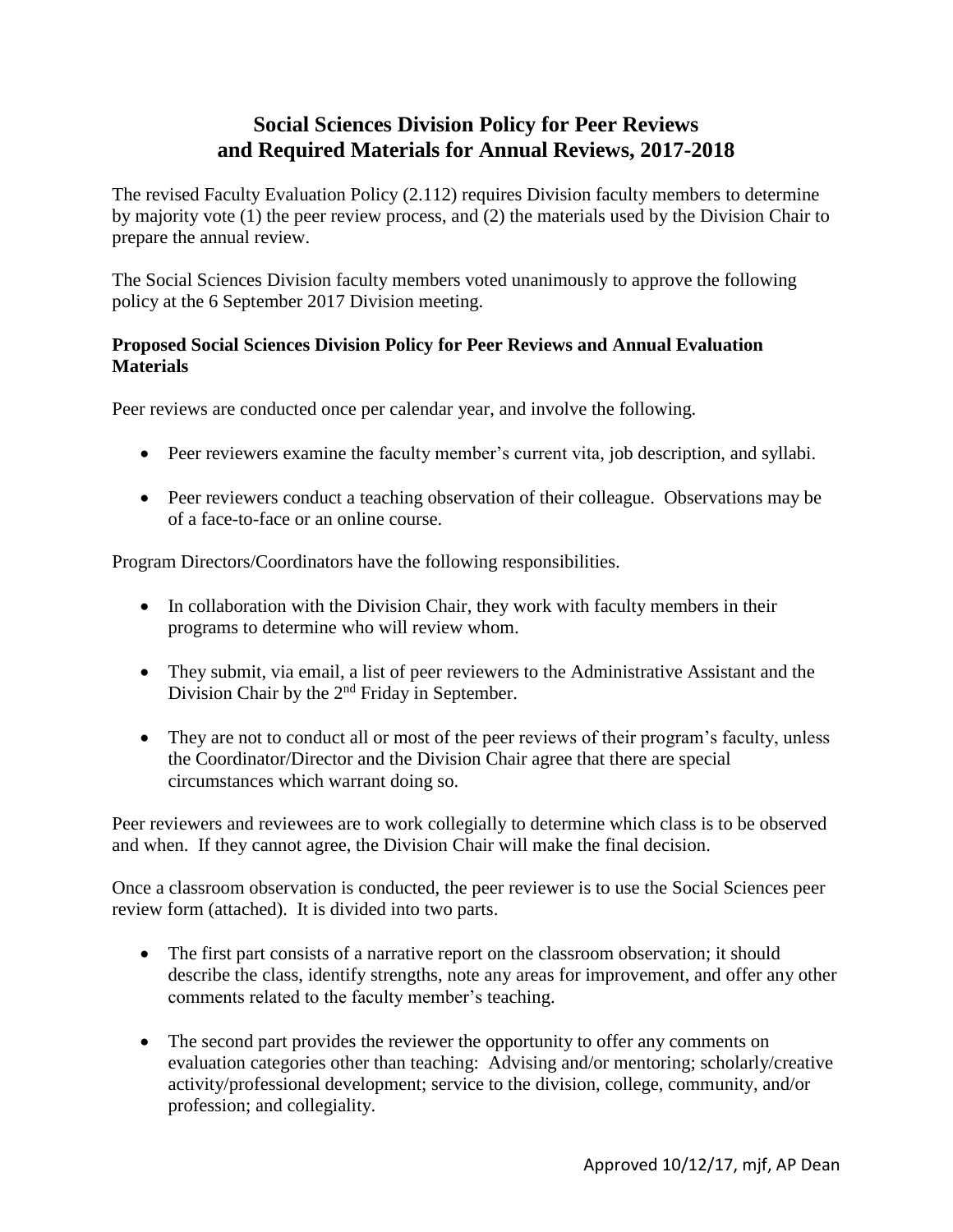# Social Sciences Division Policy for Peer Reviews and Required Materials for Annual Reviews, 2017-2018

The revised Faculty Evaluation Policy (2.112) requires Division faculty members to determine by majority vote (1) the peer review process, and (2) the materials used by the Division Chair to prepare the annual review.

The Social Sciences Division faculty members voted unanimously to approve the following policy at the 6 September 2017 Division meeting.

### Proposed Social Sciences Division Policy for Peer Reviews and Annual Evaluation Materials

Peer reviews are conducted once per calendar year, and involve the following.

- Peer reviewers examine the faculty member's current vita, job description, and syllabi.
- Peer reviewers conduct a teaching observation of their colleague. Observations may be of a face-to-face or an online course.

Program Directors/Coordinators have the following responsibilities.

- In collaboration with the Division Chair, they work with faculty members in their programs to determine who will review whom.
- They submit, via email, a list of peer reviewers to the Administrative Assistant and the Division Chair by the 2nd Friday in September.
- They are not to conduct all or most of the peer reviews of their program's faculty, unless the Coordinator/Director and the Division Chair agree that there are special circumstances which warrant doing so.

Peer reviewers and reviewees are to work collegially to determine which class is to be observed and when. If they cannot agree, the Division Chair will make the final decision.

Once a classroom observation is conducted, the peer reviewer is to use the Social Sciences peer review form (attached). It is divided into two parts.

- The first part consists of a narrative report on the classroom observation; it should describe the class, identify strengths, note any areas for improvement, and offer any other comments related to the faculty member's teaching.
- The second part provides the reviewer the opportunity to offer any comments on evaluation categories other than teaching: Advising and/or mentoring; scholarly/creative activity/professional development; service to the division, college, community, and/or profession; and collegiality.

Approved 10/12/17, mjf, AP Dean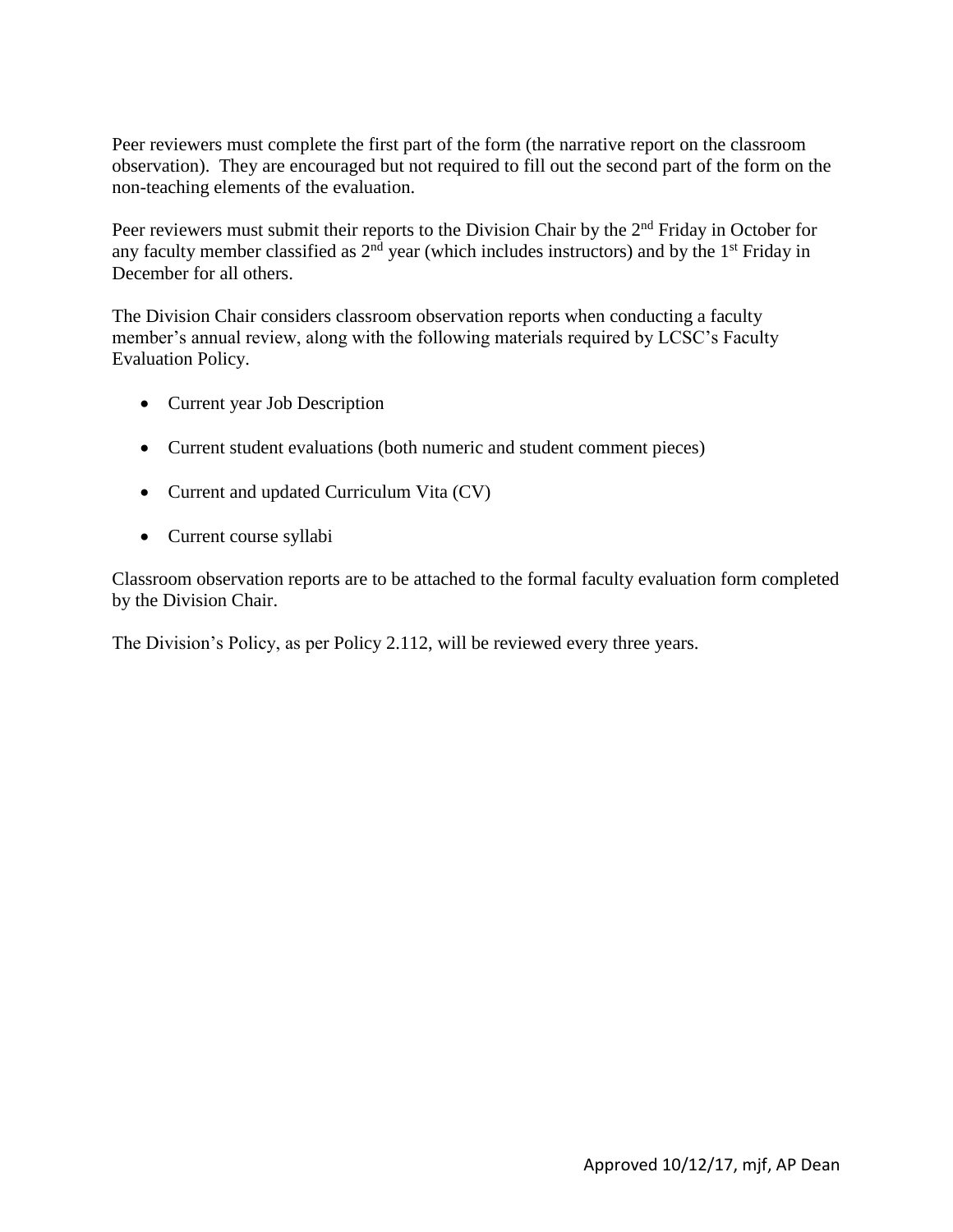Peer reviewers must complete the first part of the form (the narrative report on the classroom observation). They are encouraged but not required to fill out the second part of the form on the non-teaching elements of the evaluation.

Peer reviewers must submit their reports to the Division Chair by the 2nd Friday in October for any faculty member classified as 2nd year (which includes instructors) and by the 1st Friday in December for all others.

The Division Chair considers classroom observation reports when conducting a faculty member's annual review, along with the following materials required by LCSC's Faculty Evaluation Policy.

- Current year Job Description
- Current student evaluations (both numeric and student comment pieces)
- Current and updated Curriculum Vita (CV)
- Current course syllabi

Classroom observation reports are to be attached to the formal faculty evaluation form completed by the Division Chair.

The Division's Policy, as per Policy 2.112, will be reviewed every three years.

Approved 10/12/17, mjf, AP Dean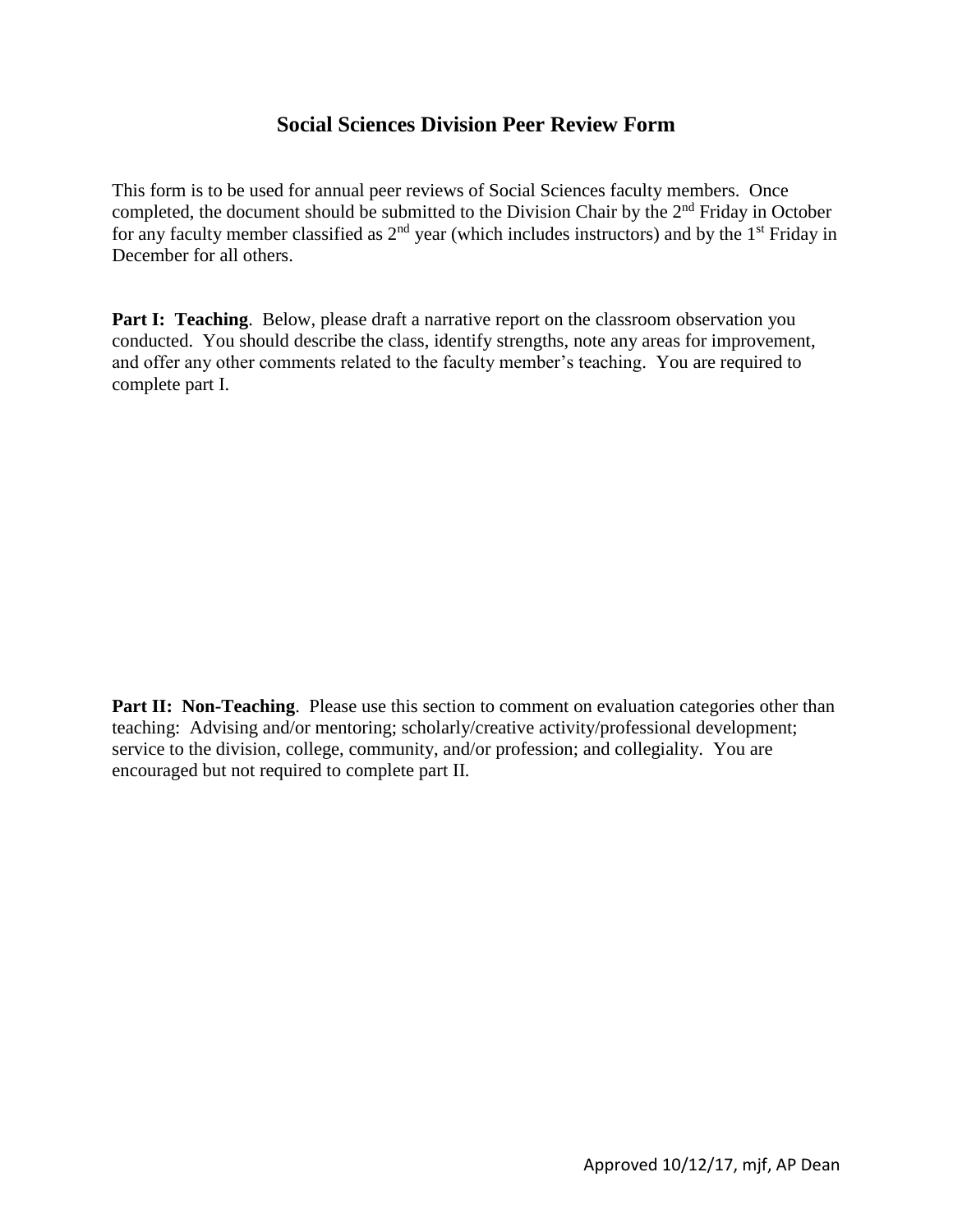## Social Sciences Division Peer Review Form

This form is to be used for annual peer reviews of Social Sciences faculty members. Once completed, the document should be submitted to the Division Chair by the 2nd Friday in October for any faculty member classified as 2nd year (which includes instructors) and by the 1st Friday in December for all others.

**Part I: Teaching**. Below, please draft a narrative report on the classroom observation you conducted. You should describe the class, identify strengths, note any areas for improvement, and offer any other comments related to the faculty member's teaching. You are required to complete part I.

**Part II: Non-Teaching**. Please use this section to comment on evaluation categories other than teaching: Advising and/or mentoring; scholarly/creative activity/professional development; service to the division, college, community, and/or profession; and collegiality. You are encouraged but not required to complete part II.

Approved 10/12/17, mjf, AP Dean